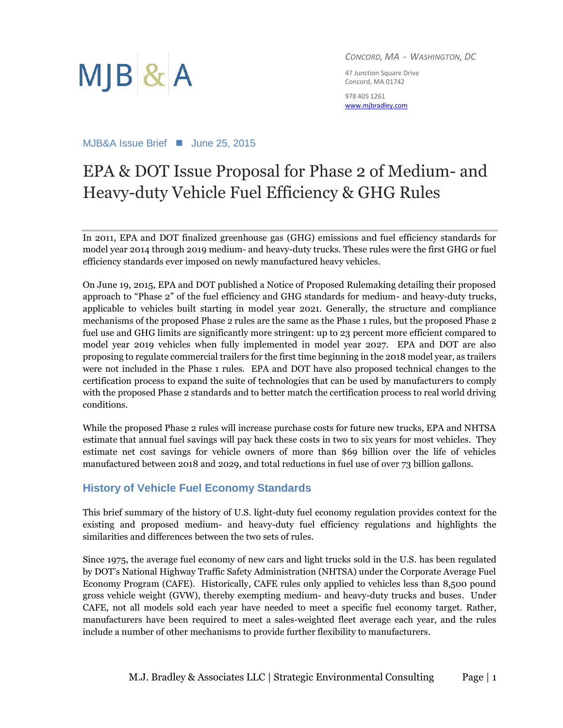MJB & A

*CONCORD, MA - WASHINGTON, DC*

47 Junction Square Drive
Concord, MA 01742

978 405 1261
www.mjbradley.com

MJB&A Issue Brief ■ June 25, 2015

# EPA & DOT Issue Proposal for Phase 2 of Medium- and Heavy-duty Vehicle Fuel Efficiency & GHG Rules

In 2011, EPA and DOT finalized greenhouse gas (GHG) emissions and fuel efficiency standards for model year 2014 through 2019 medium- and heavy-duty trucks. These rules were the first GHG or fuel efficiency standards ever imposed on newly manufactured heavy vehicles.

On June 19, 2015, EPA and DOT published a Notice of Proposed Rulemaking detailing their proposed approach to "Phase 2" of the fuel efficiency and GHG standards for medium- and heavy-duty trucks, applicable to vehicles built starting in model year 2021. Generally, the structure and compliance mechanisms of the proposed Phase 2 rules are the same as the Phase 1 rules, but the proposed Phase 2 fuel use and GHG limits are significantly more stringent: up to 23 percent more efficient compared to model year 2019 vehicles when fully implemented in model year 2027. EPA and DOT are also proposing to regulate commercial trailers for the first time beginning in the 2018 model year, as trailers were not included in the Phase 1 rules. EPA and DOT have also proposed technical changes to the certification process to expand the suite of technologies that can be used by manufacturers to comply with the proposed Phase 2 standards and to better match the certification process to real world driving conditions.

While the proposed Phase 2 rules will increase purchase costs for future new trucks, EPA and NHTSA estimate that annual fuel savings will pay back these costs in two to six years for most vehicles. They estimate net cost savings for vehicle owners of more than $69 billion over the life of vehicles manufactured between 2018 and 2029, and total reductions in fuel use of over 73 billion gallons.

## History of Vehicle Fuel Economy Standards

This brief summary of the history of U.S. light-duty fuel economy regulation provides context for the existing and proposed medium- and heavy-duty fuel efficiency regulations and highlights the similarities and differences between the two sets of rules.

Since 1975, the average fuel economy of new cars and light trucks sold in the U.S. has been regulated by DOT's National Highway Traffic Safety Administration (NHTSA) under the Corporate Average Fuel Economy Program (CAFE). Historically, CAFE rules only applied to vehicles less than 8,500 pound gross vehicle weight (GVW), thereby exempting medium- and heavy-duty trucks and buses. Under CAFE, not all models sold each year have needed to meet a specific fuel economy target. Rather, manufacturers have been required to meet a sales-weighted fleet average each year, and the rules include a number of other mechanisms to provide further flexibility to manufacturers.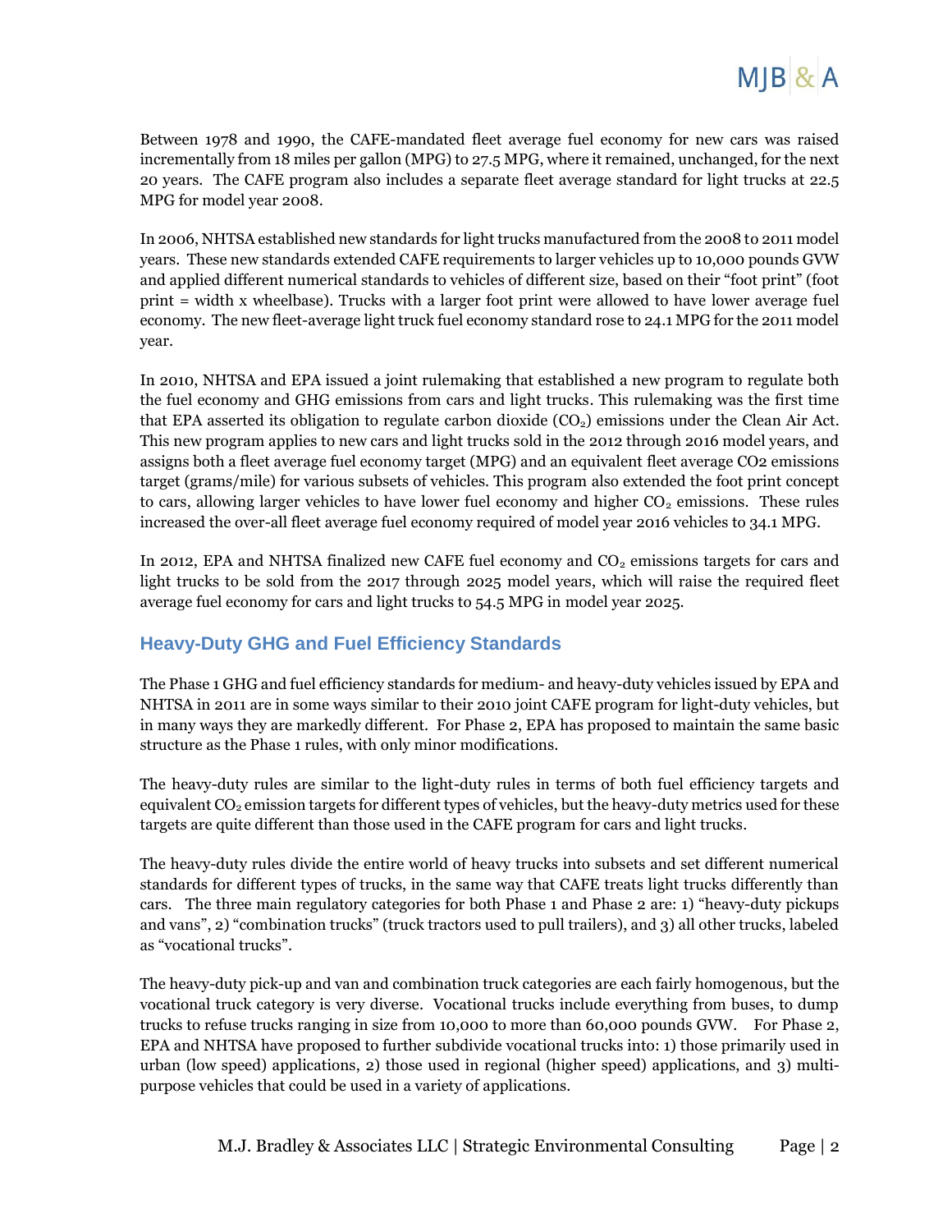Between 1978 and 1990, the CAFE-mandated fleet average fuel economy for new cars was raised incrementally from 18 miles per gallon (MPG) to 27.5 MPG, where it remained, unchanged, for the next 20 years. The CAFE program also includes a separate fleet average standard for light trucks at 22.5 MPG for model year 2008.

In 2006, NHTSA established new standards for light trucks manufactured from the 2008 to 2011 model years. These new standards extended CAFE requirements to larger vehicles up to 10,000 pounds GVW and applied different numerical standards to vehicles of different size, based on their "foot print" (foot print = width x wheelbase). Trucks with a larger foot print were allowed to have lower average fuel economy. The new fleet-average light truck fuel economy standard rose to 24.1 MPG for the 2011 model year.

In 2010, NHTSA and EPA issued a joint rulemaking that established a new program to regulate both the fuel economy and GHG emissions from cars and light trucks. This rulemaking was the first time that EPA asserted its obligation to regulate carbon dioxide ($CO_2$) emissions under the Clean Air Act. This new program applies to new cars and light trucks sold in the 2012 through 2016 model years, and assigns both a fleet average fuel economy target (MPG) and an equivalent fleet average CO2 emissions target (grams/mile) for various subsets of vehicles. This program also extended the foot print concept to cars, allowing larger vehicles to have lower fuel economy and higher $CO_2$ emissions. These rules increased the over-all fleet average fuel economy required of model year 2016 vehicles to 34.1 MPG.

In 2012, EPA and NHTSA finalized new CAFE fuel economy and $CO_2$ emissions targets for cars and light trucks to be sold from the 2017 through 2025 model years, which will raise the required fleet average fuel economy for cars and light trucks to 54.5 MPG in model year 2025.

## Heavy-Duty GHG and Fuel Efficiency Standards

The Phase 1 GHG and fuel efficiency standards for medium- and heavy-duty vehicles issued by EPA and NHTSA in 2011 are in some ways similar to their 2010 joint CAFE program for light-duty vehicles, but in many ways they are markedly different. For Phase 2, EPA has proposed to maintain the same basic structure as the Phase 1 rules, with only minor modifications.

The heavy-duty rules are similar to the light-duty rules in terms of both fuel efficiency targets and equivalent $CO_2$ emission targets for different types of vehicles, but the heavy-duty metrics used for these targets are quite different than those used in the CAFE program for cars and light trucks.

The heavy-duty rules divide the entire world of heavy trucks into subsets and set different numerical standards for different types of trucks, in the same way that CAFE treats light trucks differently than cars. The three main regulatory categories for both Phase 1 and Phase 2 are: 1) "heavy-duty pickups and vans", 2) "combination trucks" (truck tractors used to pull trailers), and 3) all other trucks, labeled as "vocational trucks".

The heavy-duty pick-up and van and combination truck categories are each fairly homogenous, but the vocational truck category is very diverse. Vocational trucks include everything from buses, to dump trucks to refuse trucks ranging in size from 10,000 to more than 60,000 pounds GVW. For Phase 2, EPA and NHTSA have proposed to further subdivide vocational trucks into: 1) those primarily used in urban (low speed) applications, 2) those used in regional (higher speed) applications, and 3) multi-purpose vehicles that could be used in a variety of applications.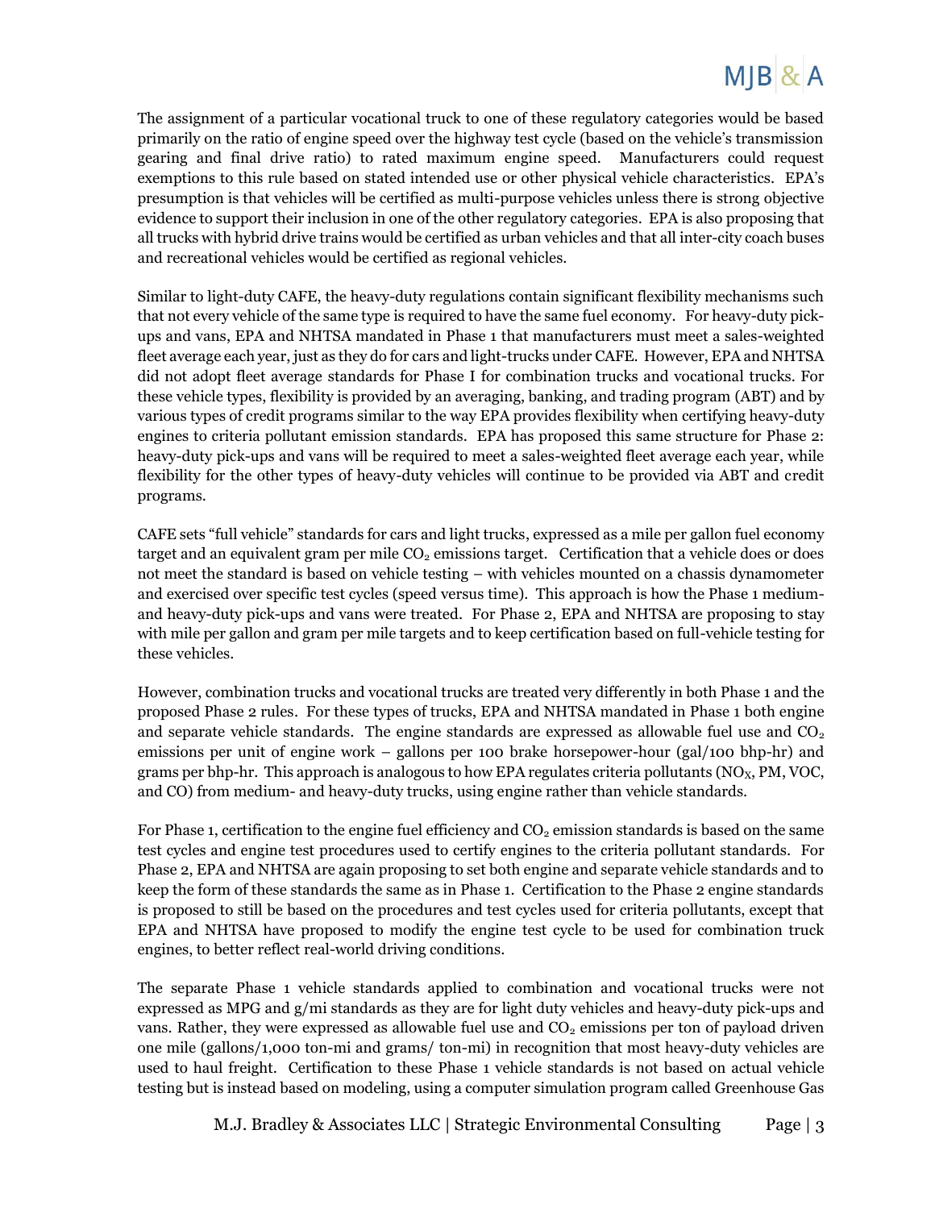The assignment of a particular vocational truck to one of these regulatory categories would be based primarily on the ratio of engine speed over the highway test cycle (based on the vehicle's transmission gearing and final drive ratio) to rated maximum engine speed. Manufacturers could request exemptions to this rule based on stated intended use or other physical vehicle characteristics. EPA's presumption is that vehicles will be certified as multi-purpose vehicles unless there is strong objective evidence to support their inclusion in one of the other regulatory categories. EPA is also proposing that all trucks with hybrid drive trains would be certified as urban vehicles and that all inter-city coach buses and recreational vehicles would be certified as regional vehicles.

Similar to light-duty CAFE, the heavy-duty regulations contain significant flexibility mechanisms such that not every vehicle of the same type is required to have the same fuel economy. For heavy-duty pick-ups and vans, EPA and NHTSA mandated in Phase 1 that manufacturers must meet a sales-weighted fleet average each year, just as they do for cars and light-trucks under CAFE. However, EPA and NHTSA did not adopt fleet average standards for Phase I for combination trucks and vocational trucks. For these vehicle types, flexibility is provided by an averaging, banking, and trading program (ABT) and by various types of credit programs similar to the way EPA provides flexibility when certifying heavy-duty engines to criteria pollutant emission standards. EPA has proposed this same structure for Phase 2: heavy-duty pick-ups and vans will be required to meet a sales-weighted fleet average each year, while flexibility for the other types of heavy-duty vehicles will continue to be provided via ABT and credit programs.

CAFE sets "full vehicle" standards for cars and light trucks, expressed as a mile per gallon fuel economy target and an equivalent gram per mile $CO_2$ emissions target. Certification that a vehicle does or does not meet the standard is based on vehicle testing – with vehicles mounted on a chassis dynamometer and exercised over specific test cycles (speed versus time). This approach is how the Phase 1 medium- and heavy-duty pick-ups and vans were treated. For Phase 2, EPA and NHTSA are proposing to stay with mile per gallon and gram per mile targets and to keep certification based on full-vehicle testing for these vehicles.

However, combination trucks and vocational trucks are treated very differently in both Phase 1 and the proposed Phase 2 rules. For these types of trucks, EPA and NHTSA mandated in Phase 1 both engine and separate vehicle standards. The engine standards are expressed as allowable fuel use and $CO_2$ emissions per unit of engine work – gallons per 100 brake horsepower-hour (gal/100 bhp-hr) and grams per bhp-hr. This approach is analogous to how EPA regulates criteria pollutants ($NO_X$, PM, VOC, and CO) from medium- and heavy-duty trucks, using engine rather than vehicle standards.

For Phase 1, certification to the engine fuel efficiency and $CO_2$ emission standards is based on the same test cycles and engine test procedures used to certify engines to the criteria pollutant standards. For Phase 2, EPA and NHTSA are again proposing to set both engine and separate vehicle standards and to keep the form of these standards the same as in Phase 1. Certification to the Phase 2 engine standards is proposed to still be based on the procedures and test cycles used for criteria pollutants, except that EPA and NHTSA have proposed to modify the engine test cycle to be used for combination truck engines, to better reflect real-world driving conditions.

The separate Phase 1 vehicle standards applied to combination and vocational trucks were not expressed as MPG and g/mi standards as they are for light duty vehicles and heavy-duty pick-ups and vans. Rather, they were expressed as allowable fuel use and $CO_2$ emissions per ton of payload driven one mile (gallons/1,000 ton-mi and grams/ ton-mi) in recognition that most heavy-duty vehicles are used to haul freight. Certification to these Phase 1 vehicle standards is not based on actual vehicle testing but is instead based on modeling, using a computer simulation program called Greenhouse Gas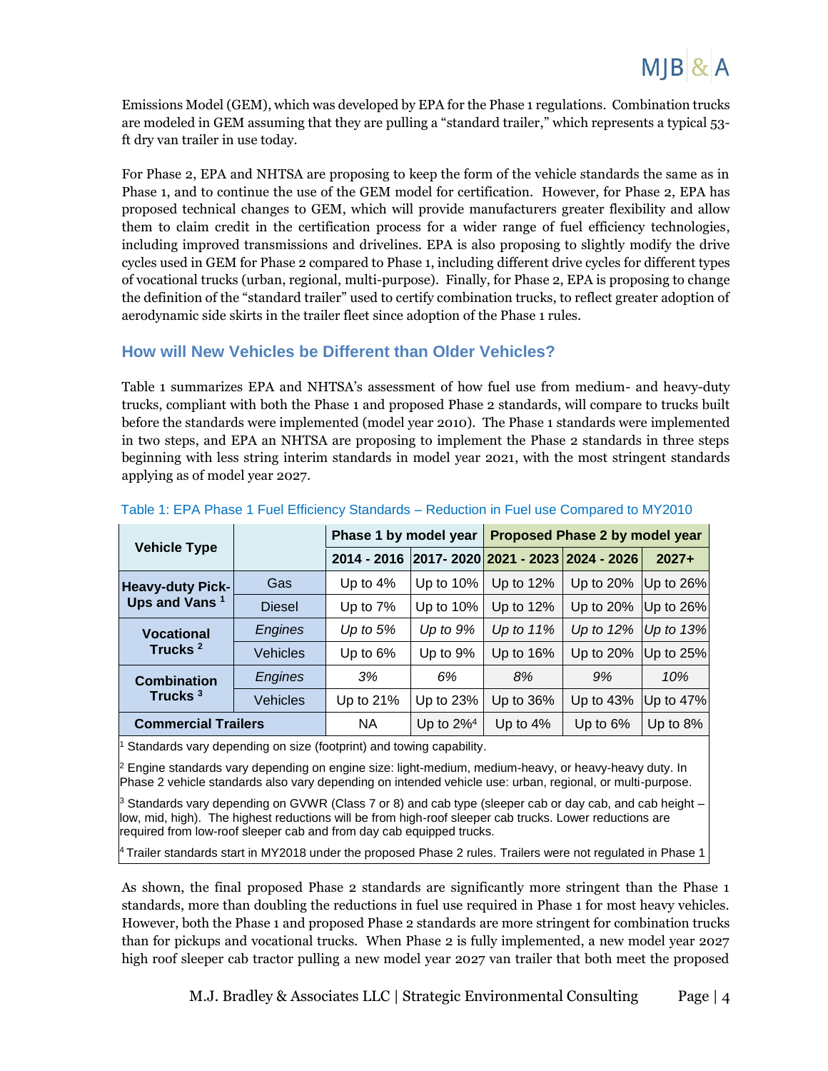Emissions Model (GEM), which was developed by EPA for the Phase 1 regulations. Combination trucks are modeled in GEM assuming that they are pulling a "standard trailer," which represents a typical 53-ft dry van trailer in use today.

For Phase 2, EPA and NHTSA are proposing to keep the form of the vehicle standards the same as in Phase 1, and to continue the use of the GEM model for certification. However, for Phase 2, EPA has proposed technical changes to GEM, which will provide manufacturers greater flexibility and allow them to claim credit in the certification process for a wider range of fuel efficiency technologies, including improved transmissions and drivelines. EPA is also proposing to slightly modify the drive cycles used in GEM for Phase 2 compared to Phase 1, including different drive cycles for different types of vocational trucks (urban, regional, multi-purpose). Finally, for Phase 2, EPA is proposing to change the definition of the "standard trailer" used to certify combination trucks, to reflect greater adoption of aerodynamic side skirts in the trailer fleet since adoption of the Phase 1 rules.

## How will New Vehicles be Different than Older Vehicles?

Table 1 summarizes EPA and NHTSA's assessment of how fuel use from medium- and heavy-duty trucks, compliant with both the Phase 1 and proposed Phase 2 standards, will compare to trucks built before the standards were implemented (model year 2010). The Phase 1 standards were implemented in two steps, and EPA an NHTSA are proposing to implement the Phase 2 standards in three steps beginning with less string interim standards in model year 2021, with the most stringent standards applying as of model year 2027.

Table 1: EPA Phase 1 Fuel Efficiency Standards – Reduction in Fuel use Compared to MY2010

| Vehicle Type | | Phase 1 by model year | | Proposed Phase 2 by model year | | |
|---|---|---|---|---|---|---|
| | | 2014 - 2016 | 2017- 2020 | 2021 - 2023 | 2024 - 2026 | 2027+ |
| Heavy-duty Pick-Ups and Vans [1] | Gas | Up to 4% | Up to 10% | Up to 12% | Up to 20% | Up to 26% |
| | Diesel | Up to 7% | Up to 10% | Up to 12% | Up to 20% | Up to 26% |
| Vocational Trucks [2] | *Engines* | *Up to 5%* | *Up to 9%* | *Up to 11%* | *Up to 12%* | *Up to 13%* |
| | Vehicles | Up to 6% | Up to 9% | Up to 16% | Up to 20% | Up to 25% |
| Combination Trucks [3] | *Engines* | *3%* | *6%* | *8%* | *9%* | *10%* |
| | Vehicles | Up to 21% | Up to 23% | Up to 36% | Up to 43% | Up to 47% |
| Commercial Trailers | | NA | Up to 2%[4] | Up to 4% | Up to 6% | Up to 8% |

[1] Standards vary depending on size (footprint) and towing capability.

[2] Engine standards vary depending on engine size: light-medium, medium-heavy, or heavy-heavy duty. In Phase 2 vehicle standards also vary depending on intended vehicle use: urban, regional, or multi-purpose.

[3] Standards vary depending on GVWR (Class 7 or 8) and cab type (sleeper cab or day cab, and cab height – low, mid, high). The highest reductions will be from high-roof sleeper cab trucks. Lower reductions are required from low-roof sleeper cab and from day cab equipped trucks.

[4] Trailer standards start in MY2018 under the proposed Phase 2 rules. Trailers were not regulated in Phase 1

As shown, the final proposed Phase 2 standards are significantly more stringent than the Phase 1 standards, more than doubling the reductions in fuel use required in Phase 1 for most heavy vehicles. However, both the Phase 1 and proposed Phase 2 standards are more stringent for combination trucks than for pickups and vocational trucks. When Phase 2 is fully implemented, a new model year 2027 high roof sleeper cab tractor pulling a new model year 2027 van trailer that both meet the proposed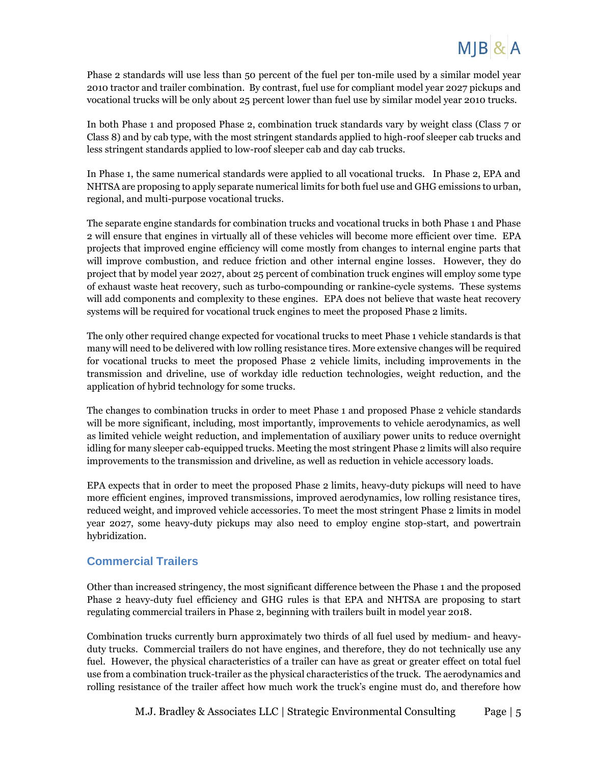Phase 2 standards will use less than 50 percent of the fuel per ton-mile used by a similar model year 2010 tractor and trailer combination. By contrast, fuel use for compliant model year 2027 pickups and vocational trucks will be only about 25 percent lower than fuel use by similar model year 2010 trucks.

In both Phase 1 and proposed Phase 2, combination truck standards vary by weight class (Class 7 or Class 8) and by cab type, with the most stringent standards applied to high-roof sleeper cab trucks and less stringent standards applied to low-roof sleeper cab and day cab trucks.

In Phase 1, the same numerical standards were applied to all vocational trucks. In Phase 2, EPA and NHTSA are proposing to apply separate numerical limits for both fuel use and GHG emissions to urban, regional, and multi-purpose vocational trucks.

The separate engine standards for combination trucks and vocational trucks in both Phase 1 and Phase 2 will ensure that engines in virtually all of these vehicles will become more efficient over time. EPA projects that improved engine efficiency will come mostly from changes to internal engine parts that will improve combustion, and reduce friction and other internal engine losses. However, they do project that by model year 2027, about 25 percent of combination truck engines will employ some type of exhaust waste heat recovery, such as turbo-compounding or rankine-cycle systems. These systems will add components and complexity to these engines. EPA does not believe that waste heat recovery systems will be required for vocational truck engines to meet the proposed Phase 2 limits.

The only other required change expected for vocational trucks to meet Phase 1 vehicle standards is that many will need to be delivered with low rolling resistance tires. More extensive changes will be required for vocational trucks to meet the proposed Phase 2 vehicle limits, including improvements in the transmission and driveline, use of workday idle reduction technologies, weight reduction, and the application of hybrid technology for some trucks.

The changes to combination trucks in order to meet Phase 1 and proposed Phase 2 vehicle standards will be more significant, including, most importantly, improvements to vehicle aerodynamics, as well as limited vehicle weight reduction, and implementation of auxiliary power units to reduce overnight idling for many sleeper cab-equipped trucks. Meeting the most stringent Phase 2 limits will also require improvements to the transmission and driveline, as well as reduction in vehicle accessory loads.

EPA expects that in order to meet the proposed Phase 2 limits, heavy-duty pickups will need to have more efficient engines, improved transmissions, improved aerodynamics, low rolling resistance tires, reduced weight, and improved vehicle accessories. To meet the most stringent Phase 2 limits in model year 2027, some heavy-duty pickups may also need to employ engine stop-start, and powertrain hybridization.

### Commercial Trailers

Other than increased stringency, the most significant difference between the Phase 1 and the proposed Phase 2 heavy-duty fuel efficiency and GHG rules is that EPA and NHTSA are proposing to start regulating commercial trailers in Phase 2, beginning with trailers built in model year 2018.

Combination trucks currently burn approximately two thirds of all fuel used by medium- and heavy-duty trucks. Commercial trailers do not have engines, and therefore, they do not technically use any fuel. However, the physical characteristics of a trailer can have as great or greater effect on total fuel use from a combination truck-trailer as the physical characteristics of the truck. The aerodynamics and rolling resistance of the trailer affect how much work the truck's engine must do, and therefore how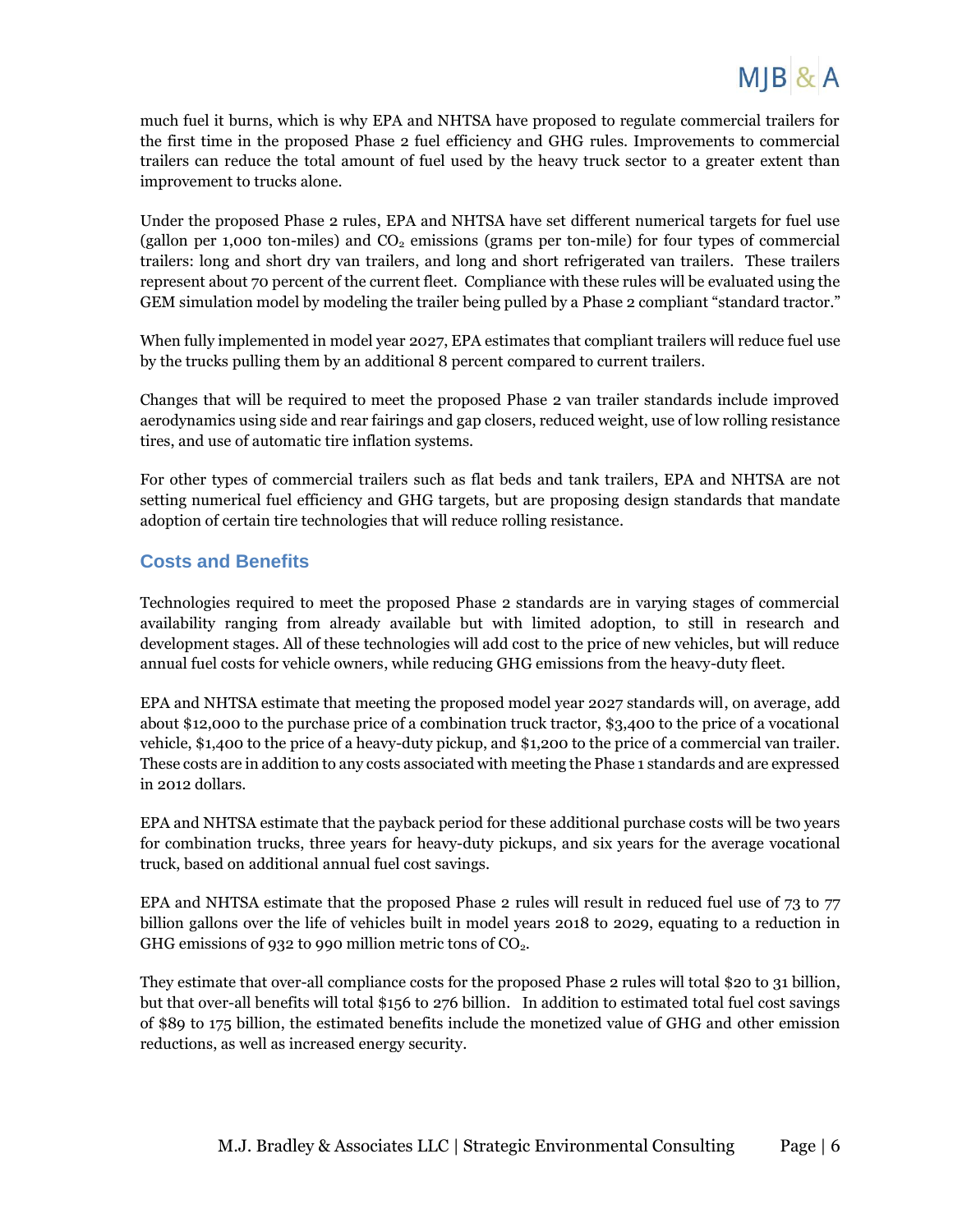much fuel it burns, which is why EPA and NHTSA have proposed to regulate commercial trailers for the first time in the proposed Phase 2 fuel efficiency and GHG rules. Improvements to commercial trailers can reduce the total amount of fuel used by the heavy truck sector to a greater extent than improvement to trucks alone.

Under the proposed Phase 2 rules, EPA and NHTSA have set different numerical targets for fuel use (gallon per 1,000 ton-miles) and $CO_2$ emissions (grams per ton-mile) for four types of commercial trailers: long and short dry van trailers, and long and short refrigerated van trailers. These trailers represent about 70 percent of the current fleet. Compliance with these rules will be evaluated using the GEM simulation model by modeling the trailer being pulled by a Phase 2 compliant "standard tractor."

When fully implemented in model year 2027, EPA estimates that compliant trailers will reduce fuel use by the trucks pulling them by an additional 8 percent compared to current trailers.

Changes that will be required to meet the proposed Phase 2 van trailer standards include improved aerodynamics using side and rear fairings and gap closers, reduced weight, use of low rolling resistance tires, and use of automatic tire inflation systems.

For other types of commercial trailers such as flat beds and tank trailers, EPA and NHTSA are not setting numerical fuel efficiency and GHG targets, but are proposing design standards that mandate adoption of certain tire technologies that will reduce rolling resistance.

## Costs and Benefits

Technologies required to meet the proposed Phase 2 standards are in varying stages of commercial availability ranging from already available but with limited adoption, to still in research and development stages. All of these technologies will add cost to the price of new vehicles, but will reduce annual fuel costs for vehicle owners, while reducing GHG emissions from the heavy-duty fleet.

EPA and NHTSA estimate that meeting the proposed model year 2027 standards will, on average, add about $12,000 to the purchase price of a combination truck tractor, $3,400 to the price of a vocational vehicle, $1,400 to the price of a heavy-duty pickup, and $1,200 to the price of a commercial van trailer. These costs are in addition to any costs associated with meeting the Phase 1 standards and are expressed in 2012 dollars.

EPA and NHTSA estimate that the payback period for these additional purchase costs will be two years for combination trucks, three years for heavy-duty pickups, and six years for the average vocational truck, based on additional annual fuel cost savings.

EPA and NHTSA estimate that the proposed Phase 2 rules will result in reduced fuel use of 73 to 77 billion gallons over the life of vehicles built in model years 2018 to 2029, equating to a reduction in GHG emissions of 932 to 990 million metric tons of $CO_2$.

They estimate that over-all compliance costs for the proposed Phase 2 rules will total $20 to 31 billion, but that over-all benefits will total $156 to 276 billion. In addition to estimated total fuel cost savings of $89 to 175 billion, the estimated benefits include the monetized value of GHG and other emission reductions, as well as increased energy security.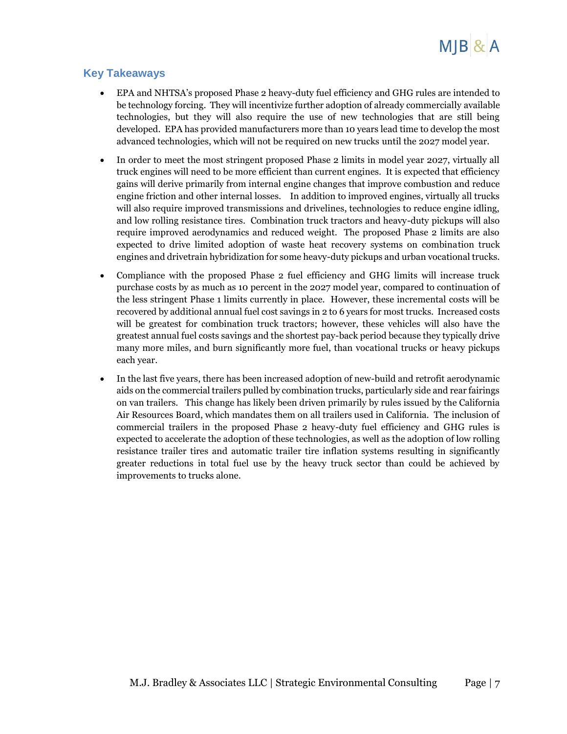## Key Takeaways

- EPA and NHTSA's proposed Phase 2 heavy-duty fuel efficiency and GHG rules are intended to be technology forcing. They will incentivize further adoption of already commercially available technologies, but they will also require the use of new technologies that are still being developed. EPA has provided manufacturers more than 10 years lead time to develop the most advanced technologies, which will not be required on new trucks until the 2027 model year.

- In order to meet the most stringent proposed Phase 2 limits in model year 2027, virtually all truck engines will need to be more efficient than current engines. It is expected that efficiency gains will derive primarily from internal engine changes that improve combustion and reduce engine friction and other internal losses. In addition to improved engines, virtually all trucks will also require improved transmissions and drivelines, technologies to reduce engine idling, and low rolling resistance tires. Combination truck tractors and heavy-duty pickups will also require improved aerodynamics and reduced weight. The proposed Phase 2 limits are also expected to drive limited adoption of waste heat recovery systems on combination truck engines and drivetrain hybridization for some heavy-duty pickups and urban vocational trucks.

- Compliance with the proposed Phase 2 fuel efficiency and GHG limits will increase truck purchase costs by as much as 10 percent in the 2027 model year, compared to continuation of the less stringent Phase 1 limits currently in place. However, these incremental costs will be recovered by additional annual fuel cost savings in 2 to 6 years for most trucks. Increased costs will be greatest for combination truck tractors; however, these vehicles will also have the greatest annual fuel costs savings and the shortest pay-back period because they typically drive many more miles, and burn significantly more fuel, than vocational trucks or heavy pickups each year.

- In the last five years, there has been increased adoption of new-build and retrofit aerodynamic aids on the commercial trailers pulled by combination trucks, particularly side and rear fairings on van trailers. This change has likely been driven primarily by rules issued by the California Air Resources Board, which mandates them on all trailers used in California. The inclusion of commercial trailers in the proposed Phase 2 heavy-duty fuel efficiency and GHG rules is expected to accelerate the adoption of these technologies, as well as the adoption of low rolling resistance trailer tires and automatic trailer tire inflation systems resulting in significantly greater reductions in total fuel use by the heavy truck sector than could be achieved by improvements to trucks alone.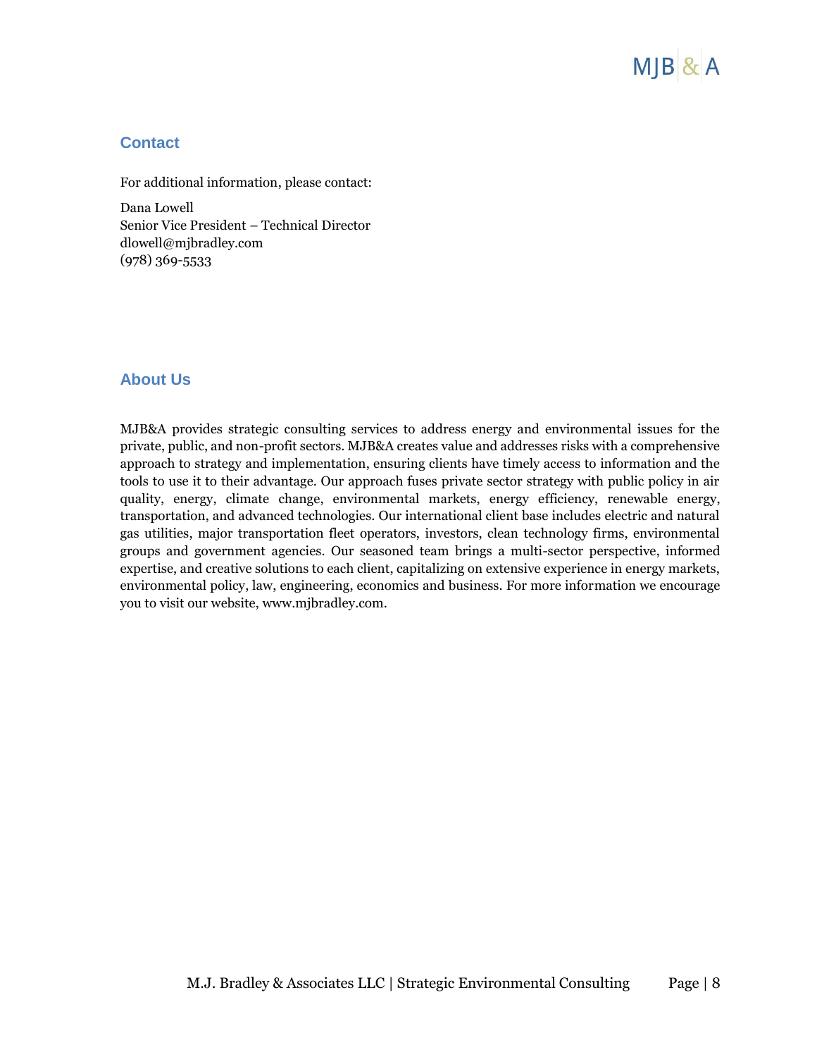## Contact

For additional information, please contact:

Dana Lowell
Senior Vice President – Technical Director
dlowell@mjbradley.com
(978) 369-5533

## About Us

MJB&A provides strategic consulting services to address energy and environmental issues for the private, public, and non-profit sectors. MJB&A creates value and addresses risks with a comprehensive approach to strategy and implementation, ensuring clients have timely access to information and the tools to use it to their advantage. Our approach fuses private sector strategy with public policy in air quality, energy, climate change, environmental markets, energy efficiency, renewable energy, transportation, and advanced technologies. Our international client base includes electric and natural gas utilities, major transportation fleet operators, investors, clean technology firms, environmental groups and government agencies. Our seasoned team brings a multi-sector perspective, informed expertise, and creative solutions to each client, capitalizing on extensive experience in energy markets, environmental policy, law, engineering, economics and business. For more information we encourage you to visit our website, www.mjbradley.com.